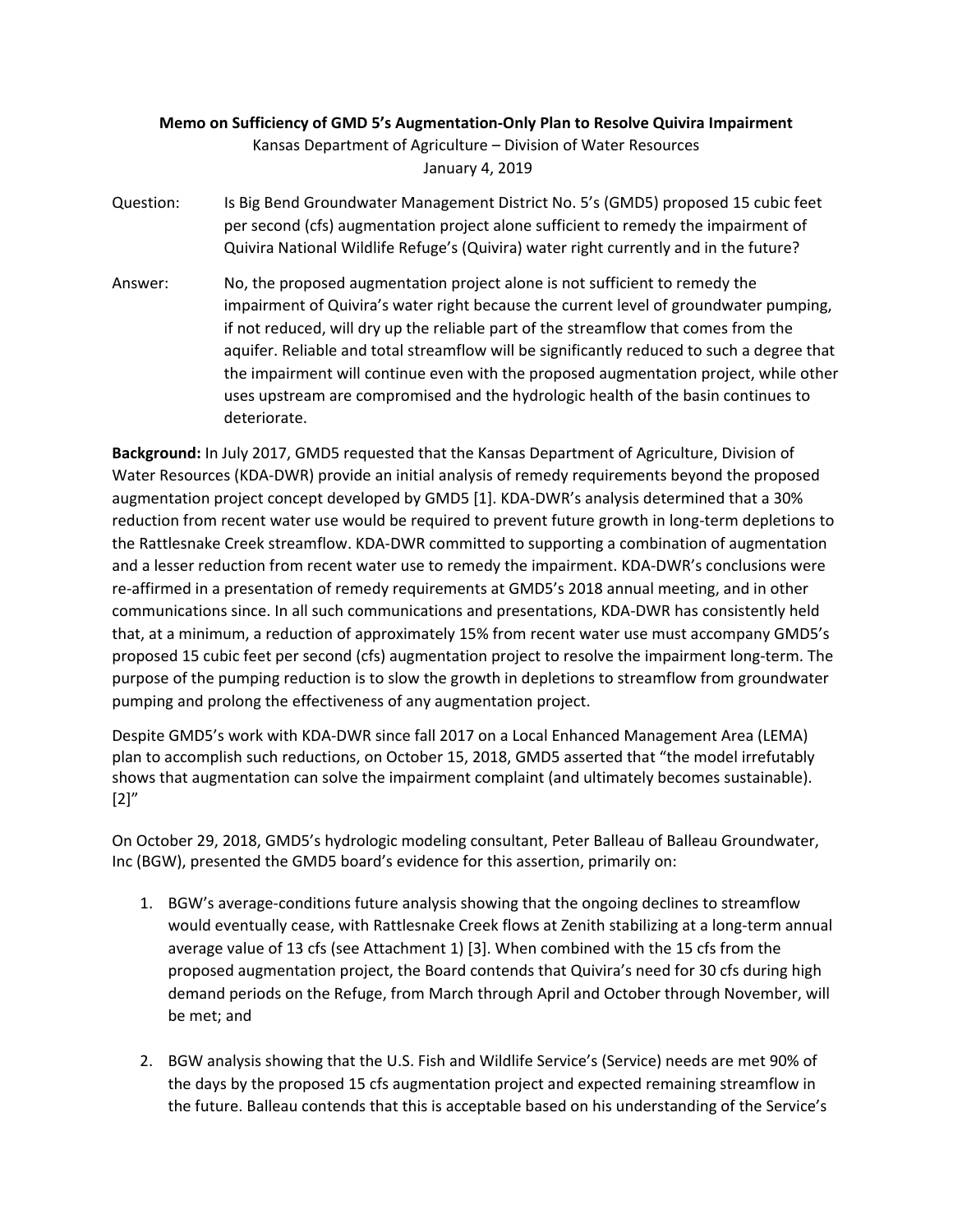**Memo on Sufficiency of GMD 5's Augmentation-Only Plan to Resolve Quivira Impairment**

Kansas Department of Agriculture – Division of Water Resources

January 4, 2019

Question: Is Big Bend Groundwater Management District No. 5's (GMD5) proposed 15 cubic feet per second (cfs) augmentation project alone sufficient to remedy the impairment of Quivira National Wildlife Refuge's (Quivira) water right currently and in the future?

Answer: No, the proposed augmentation project alone is not sufficient to remedy the impairment of Quivira's water right because the current level of groundwater pumping, if not reduced, will dry up the reliable part of the streamflow that comes from the aquifer. Reliable and total streamflow will be significantly reduced to such a degree that the impairment will continue even with the proposed augmentation project, while other uses upstream are compromised and the hydrologic health of the basin continues to deteriorate.

**Background:** In July 2017, GMD5 requested that the Kansas Department of Agriculture, Division of Water Resources (KDA-DWR) provide an initial analysis of remedy requirements beyond the proposed augmentation project concept developed by GMD5 [1]. KDA-DWR's analysis determined that a 30% reduction from recent water use would be required to prevent future growth in long-term depletions to the Rattlesnake Creek streamflow. KDA-DWR committed to supporting a combination of augmentation and a lesser reduction from recent water use to remedy the impairment. KDA-DWR's conclusions were re-affirmed in a presentation of remedy requirements at GMD5's 2018 annual meeting, and in other communications since. In all such communications and presentations, KDA-DWR has consistently held that, at a minimum, a reduction of approximately 15% from recent water use must accompany GMD5's proposed 15 cubic feet per second (cfs) augmentation project to resolve the impairment long-term. The purpose of the pumping reduction is to slow the growth in depletions to streamflow from groundwater pumping and prolong the effectiveness of any augmentation project.

Despite GMD5's work with KDA-DWR since fall 2017 on a Local Enhanced Management Area (LEMA) plan to accomplish such reductions, on October 15, 2018, GMD5 asserted that "the model irrefutably shows that augmentation can solve the impairment complaint (and ultimately becomes sustainable). [2]"

On October 29, 2018, GMD5's hydrologic modeling consultant, Peter Balleau of Balleau Groundwater, Inc (BGW), presented the GMD5 board's evidence for this assertion, primarily on:

1. BGW's average-conditions future analysis showing that the ongoing declines to streamflow would eventually cease, with Rattlesnake Creek flows at Zenith stabilizing at a long-term annual average value of 13 cfs (see Attachment 1) [3]. When combined with the 15 cfs from the proposed augmentation project, the Board contends that Quivira's need for 30 cfs during high demand periods on the Refuge, from March through April and October through November, will be met; and

2. BGW analysis showing that the U.S. Fish and Wildlife Service's (Service) needs are met 90% of the days by the proposed 15 cfs augmentation project and expected remaining streamflow in the future. Balleau contends that this is acceptable based on his understanding of the Service's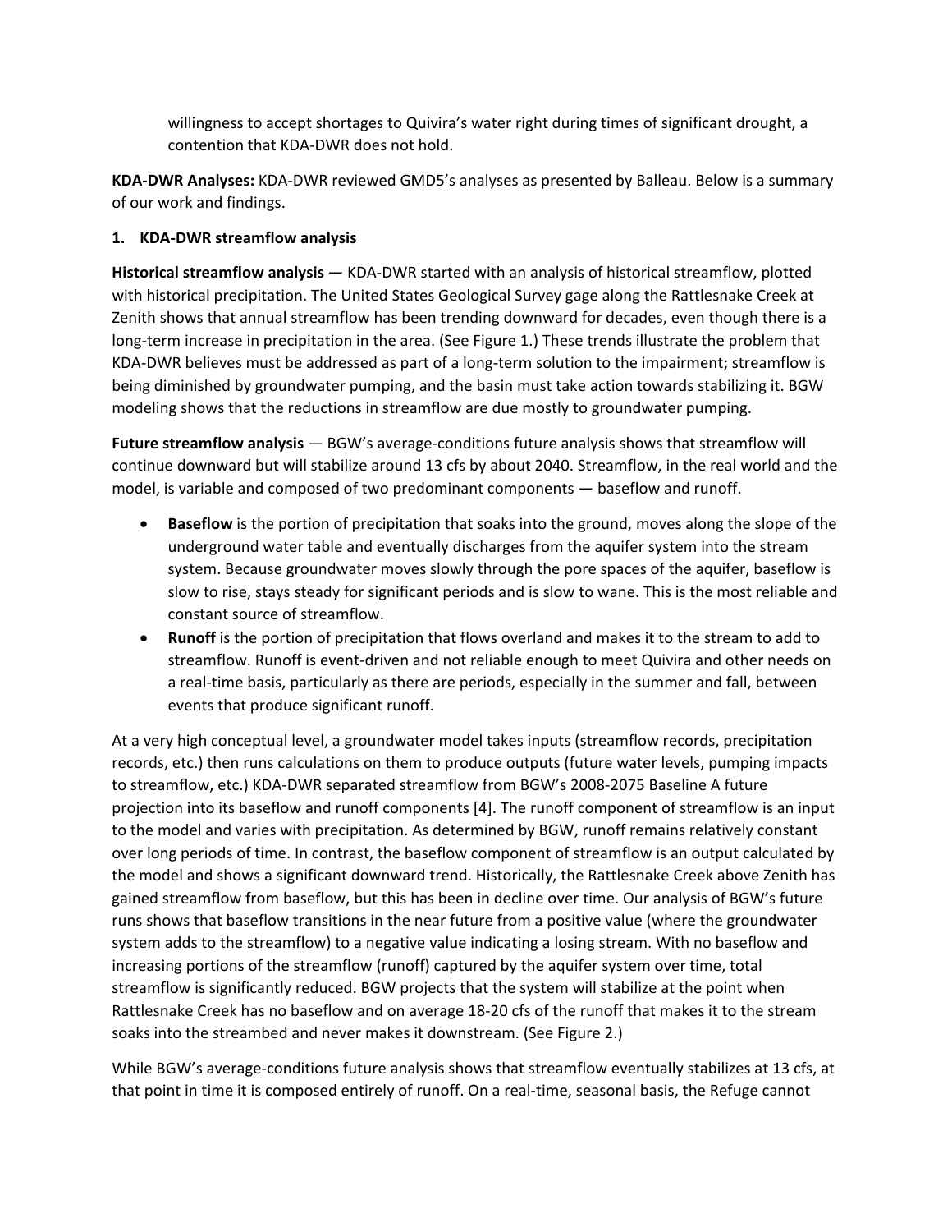willingness to accept shortages to Quivira's water right during times of significant drought, a contention that KDA-DWR does not hold.

**KDA-DWR Analyses:** KDA-DWR reviewed GMD5's analyses as presented by Balleau. Below is a summary of our work and findings.

**1. KDA-DWR streamflow analysis**

**Historical streamflow analysis** — KDA-DWR started with an analysis of historical streamflow, plotted with historical precipitation. The United States Geological Survey gage along the Rattlesnake Creek at Zenith shows that annual streamflow has been trending downward for decades, even though there is a long-term increase in precipitation in the area. (See Figure 1.) These trends illustrate the problem that KDA-DWR believes must be addressed as part of a long-term solution to the impairment; streamflow is being diminished by groundwater pumping, and the basin must take action towards stabilizing it. BGW modeling shows that the reductions in streamflow are due mostly to groundwater pumping.

**Future streamflow analysis** — BGW's average-conditions future analysis shows that streamflow will continue downward but will stabilize around 13 cfs by about 2040. Streamflow, in the real world and the model, is variable and composed of two predominant components — baseflow and runoff.

- **Baseflow** is the portion of precipitation that soaks into the ground, moves along the slope of the underground water table and eventually discharges from the aquifer system into the stream system. Because groundwater moves slowly through the pore spaces of the aquifer, baseflow is slow to rise, stays steady for significant periods and is slow to wane. This is the most reliable and constant source of streamflow.
- **Runoff** is the portion of precipitation that flows overland and makes it to the stream to add to streamflow. Runoff is event-driven and not reliable enough to meet Quivira and other needs on a real-time basis, particularly as there are periods, especially in the summer and fall, between events that produce significant runoff.

At a very high conceptual level, a groundwater model takes inputs (streamflow records, precipitation records, etc.) then runs calculations on them to produce outputs (future water levels, pumping impacts to streamflow, etc.) KDA-DWR separated streamflow from BGW's 2008-2075 Baseline A future projection into its baseflow and runoff components [4]. The runoff component of streamflow is an input to the model and varies with precipitation. As determined by BGW, runoff remains relatively constant over long periods of time. In contrast, the baseflow component of streamflow is an output calculated by the model and shows a significant downward trend. Historically, the Rattlesnake Creek above Zenith has gained streamflow from baseflow, but this has been in decline over time. Our analysis of BGW's future runs shows that baseflow transitions in the near future from a positive value (where the groundwater system adds to the streamflow) to a negative value indicating a losing stream. With no baseflow and increasing portions of the streamflow (runoff) captured by the aquifer system over time, total streamflow is significantly reduced. BGW projects that the system will stabilize at the point when Rattlesnake Creek has no baseflow and on average 18-20 cfs of the runoff that makes it to the stream soaks into the streambed and never makes it downstream. (See Figure 2.)

While BGW's average-conditions future analysis shows that streamflow eventually stabilizes at 13 cfs, at that point in time it is composed entirely of runoff. On a real-time, seasonal basis, the Refuge cannot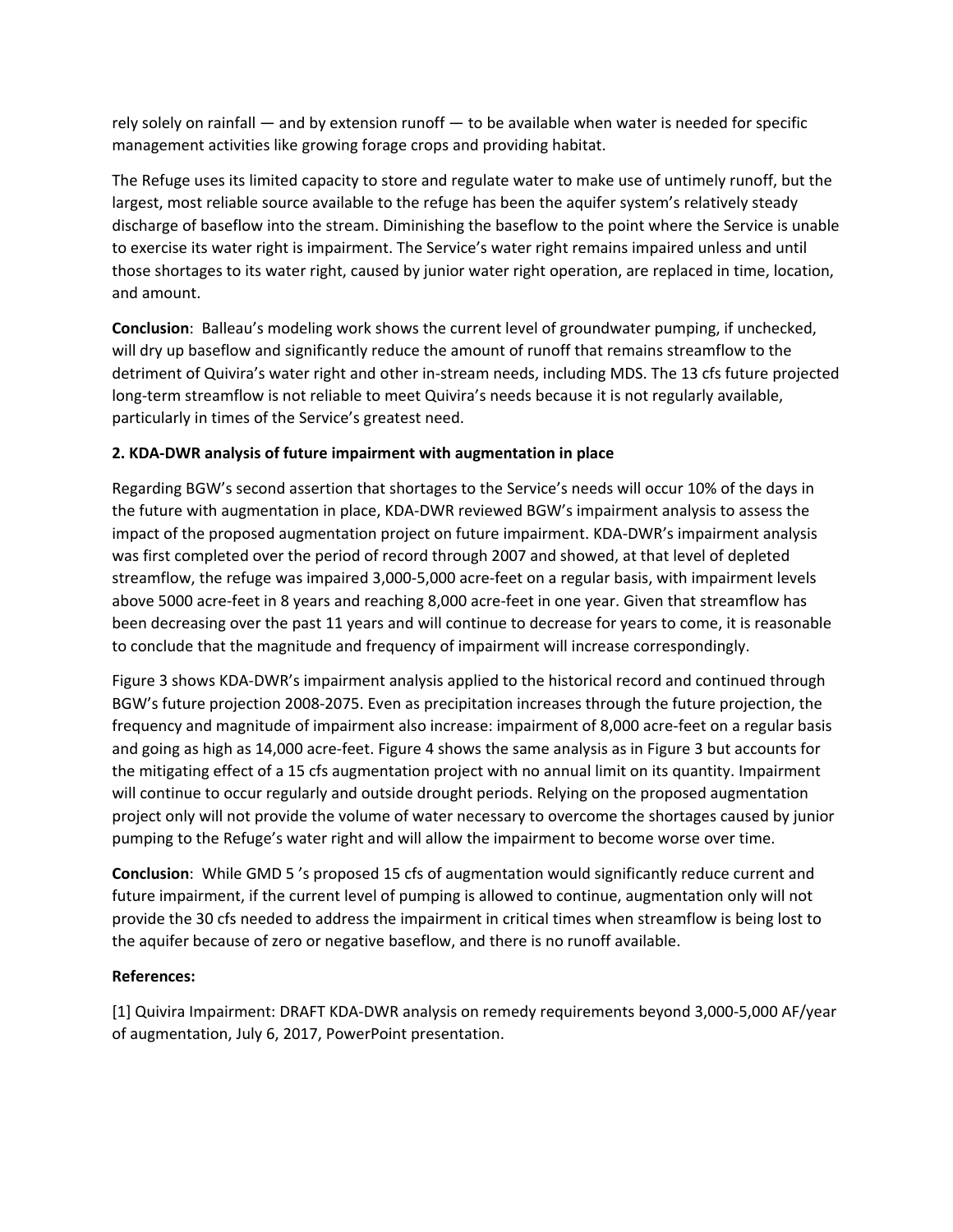rely solely on rainfall — and by extension runoff — to be available when water is needed for specific management activities like growing forage crops and providing habitat.

The Refuge uses its limited capacity to store and regulate water to make use of untimely runoff, but the largest, most reliable source available to the refuge has been the aquifer system's relatively steady discharge of baseflow into the stream. Diminishing the baseflow to the point where the Service is unable to exercise its water right is impairment. The Service's water right remains impaired unless and until those shortages to its water right, caused by junior water right operation, are replaced in time, location, and amount.

**Conclusion**: Balleau's modeling work shows the current level of groundwater pumping, if unchecked, will dry up baseflow and significantly reduce the amount of runoff that remains streamflow to the detriment of Quivira's water right and other in-stream needs, including MDS. The 13 cfs future projected long-term streamflow is not reliable to meet Quivira's needs because it is not regularly available, particularly in times of the Service's greatest need.

**2. KDA-DWR analysis of future impairment with augmentation in place**

Regarding BGW's second assertion that shortages to the Service's needs will occur 10% of the days in the future with augmentation in place, KDA-DWR reviewed BGW's impairment analysis to assess the impact of the proposed augmentation project on future impairment. KDA-DWR's impairment analysis was first completed over the period of record through 2007 and showed, at that level of depleted streamflow, the refuge was impaired 3,000-5,000 acre-feet on a regular basis, with impairment levels above 5000 acre-feet in 8 years and reaching 8,000 acre-feet in one year. Given that streamflow has been decreasing over the past 11 years and will continue to decrease for years to come, it is reasonable to conclude that the magnitude and frequency of impairment will increase correspondingly.

Figure 3 shows KDA-DWR's impairment analysis applied to the historical record and continued through BGW's future projection 2008-2075. Even as precipitation increases through the future projection, the frequency and magnitude of impairment also increase: impairment of 8,000 acre-feet on a regular basis and going as high as 14,000 acre-feet. Figure 4 shows the same analysis as in Figure 3 but accounts for the mitigating effect of a 15 cfs augmentation project with no annual limit on its quantity. Impairment will continue to occur regularly and outside drought periods. Relying on the proposed augmentation project only will not provide the volume of water necessary to overcome the shortages caused by junior pumping to the Refuge's water right and will allow the impairment to become worse over time.

**Conclusion**: While GMD 5 's proposed 15 cfs of augmentation would significantly reduce current and future impairment, if the current level of pumping is allowed to continue, augmentation only will not provide the 30 cfs needed to address the impairment in critical times when streamflow is being lost to the aquifer because of zero or negative baseflow, and there is no runoff available.

**References:**

[1] Quivira Impairment: DRAFT KDA-DWR analysis on remedy requirements beyond 3,000-5,000 AF/year of augmentation, July 6, 2017, PowerPoint presentation.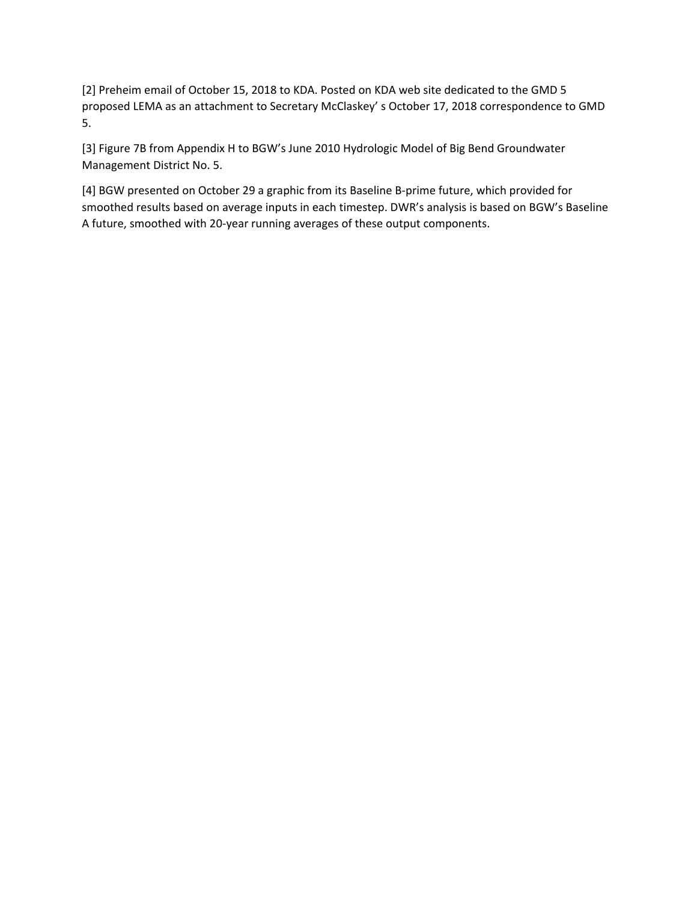[2] Preheim email of October 15, 2018 to KDA. Posted on KDA web site dedicated to the GMD 5 proposed LEMA as an attachment to Secretary McClaskey' s October 17, 2018 correspondence to GMD 5.

[3] Figure 7B from Appendix H to BGW's June 2010 Hydrologic Model of Big Bend Groundwater Management District No. 5.

[4] BGW presented on October 29 a graphic from its Baseline B-prime future, which provided for smoothed results based on average inputs in each timestep. DWR's analysis is based on BGW's Baseline A future, smoothed with 20-year running averages of these output components.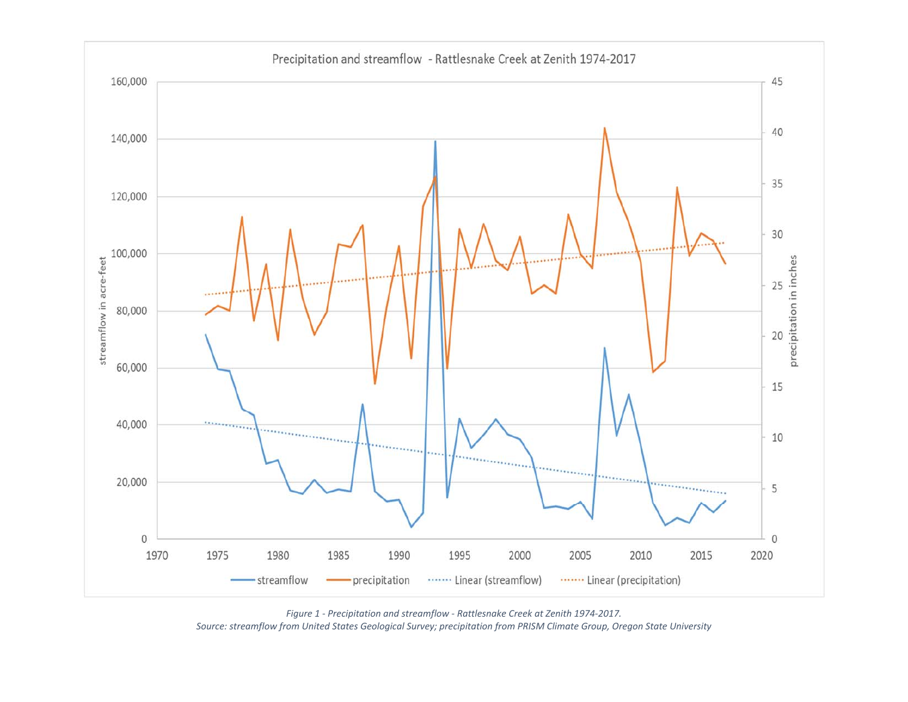*Figure 1 - Precipitation and streamflow - Rattlesnake Creek at Zenith 1974-2017.*
*Source: streamflow from United States Geological Survey; precipitation from PRISM Climate Group, Oregon State University*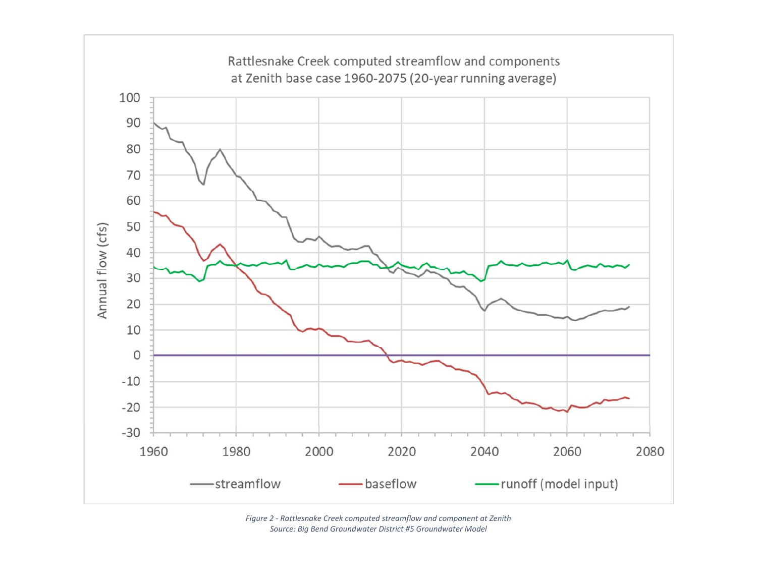Rattlesnake Creek computed streamflow and components at Zenith base case 1960-2075 (20-year running average)

Annual flow (cfs)

100
90
80
70
60
50
40
30
20
10
0
-10
-20
-30

1960
1980
2000
2020
2040
2060
2080

streamflow
baseflow
runoff (model input)

*Figure 2 - Rattlesnake Creek computed streamflow and component at Zenith*
*Source: Big Bend Groundwater District #5 Groundwater Model*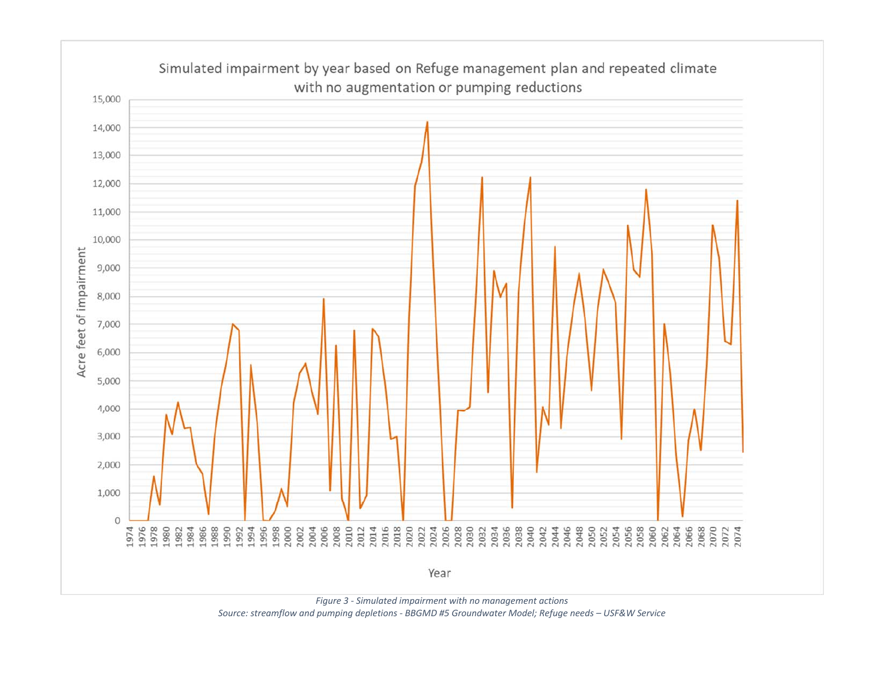Simulated impairment by year based on Refuge management plan and repeated climate with no augmentation or pumping reductions

15,000
14,000
13,000
12,000
11,000
10,000
9,000
8,000
7,000
6,000
5,000
4,000
3,000
2,000
1,000
0

Acre feet of impairment

1974
1976
1978
1980
1982
1984
1986
1988
1990
1992
1994
1996
1998
2000
2002
2004
2006
2008
2010
2012
2014
2016
2018
2020
2022
2024
2026
2028
2030
2032
2034
2036
2038
2040
2042
2044
2046
2048
2050
2052
2054
2056
2058
2060
2062
2064
2066
2068
2070
2072
2074

Year

*Figure 3 - Simulated impairment with no management actions*

*Source: streamflow and pumping depletions - BBGMD #5 Groundwater Model; Refuge needs – USF&W Service*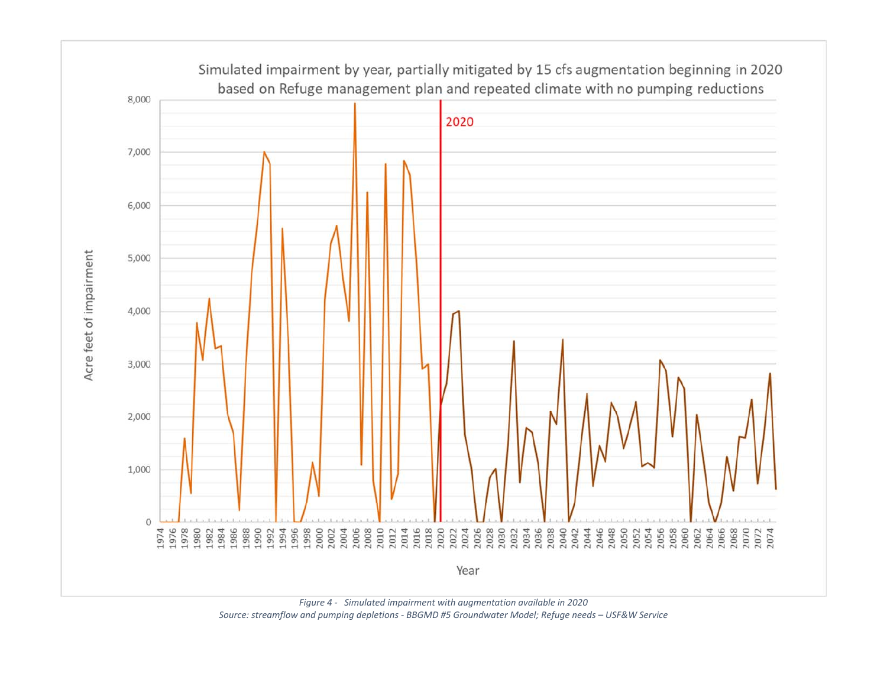Simulated impairment by year, partially mitigated by 15 cfs augmentation beginning in 2020
based on Refuge management plan and repeated climate with no pumping reductions

8,000
7,000
6,000
5,000
4,000
3,000
2,000
1,000
0

Acre feet of impairment

2020

1974 1976 1978 1980 1982 1984 1986 1988 1990 1992 1994 1996 1998 2000 2002 2004 2006 2008 2010 2012 2014 2016 2018 2020 2022 2024 2026 2028 2030 2032 2034 2036 2038 2040 2042 2044 2046 2048 2050 2052 2054 2056 2058 2060 2062 2064 2066 2068 2070 2072 2074

Year

*Figure 4 - Simulated impairment with augmentation available in 2020*
*Source: streamflow and pumping depletions - BBGMD #5 Groundwater Model; Refuge needs – USF&W Service*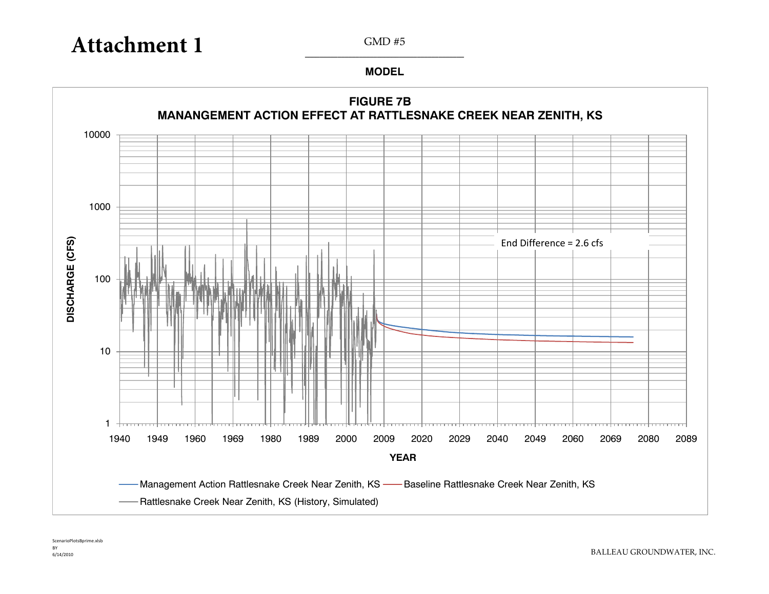# Attachment 1

GMD #5

MODEL

**FIGURE 7B**
**MANANGEMENT ACTION EFFECT AT RATTLESNAKE CREEK NEAR ZENITH, KS**

DISCHARGE (CFS)

10000
1000
100
10
1

End Difference = 2.6 cfs

1940 1949 1960 1969 1980 1989 2000 2009 2020 2029 2040 2049 2060 2069 2080 2089

YEAR

Management Action Rattlesnake Creek Near Zenith, KS
Baseline Rattlesnake Creek Near Zenith, KS
Rattlesnake Creek Near Zenith, KS (History, Simulated)

ScenarioPlotsBprime.xlsb
BY
6/14/2010

BALLEAU GROUNDWATER, INC.